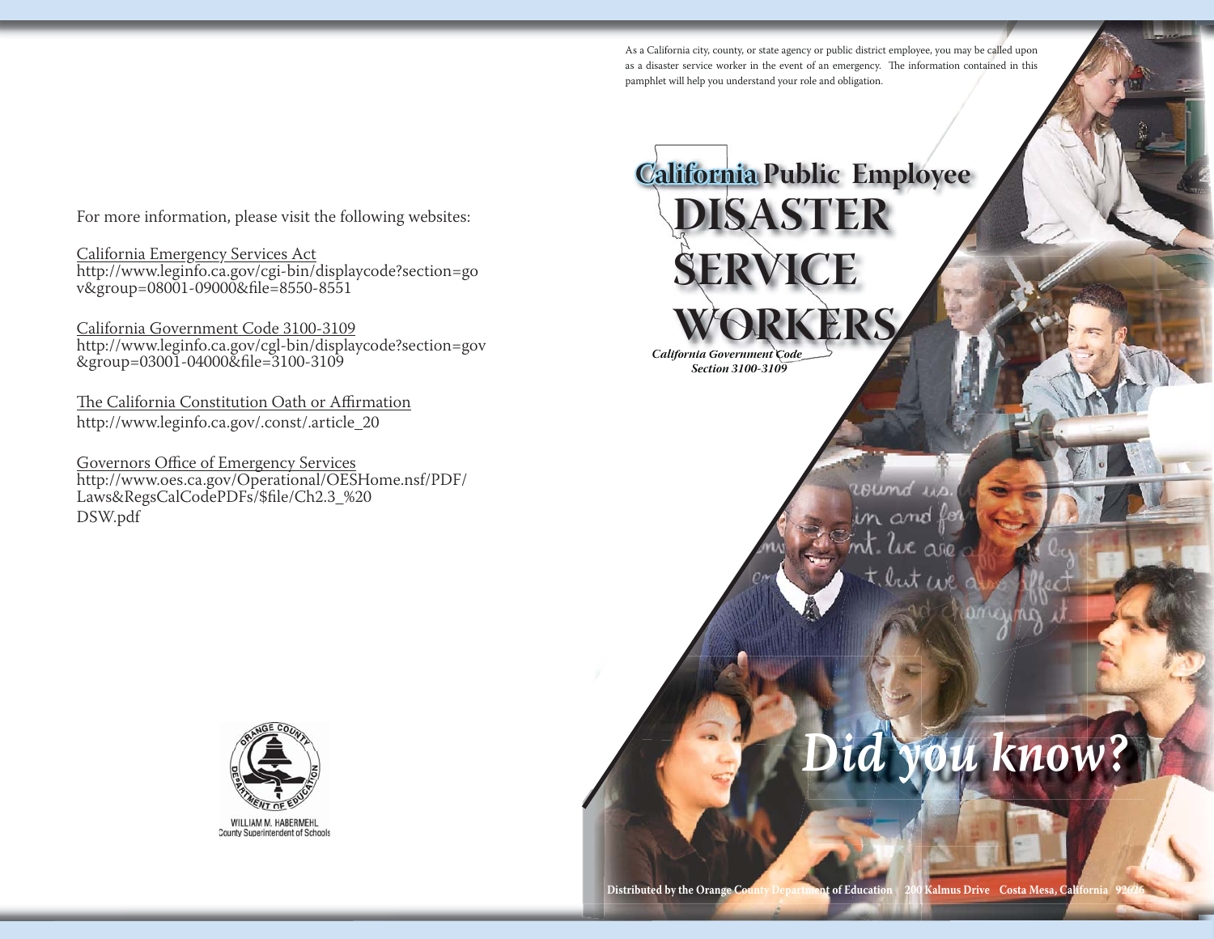For more information, please visit the following websites:

California Emergency Services Act
http://www.leginfo.ca.gov/cgi-bin/displaycode?section=gov&group=08001-09000&file=8550-8551

California Government Code 3100-3109
http://www.leginfo.ca.gov/cgi-bin/displaycode?section=gov&group=03001-04000&file=3100-3109

The California Constitution Oath or Affirmation
http://www.leginfo.ca.gov/.const/.article_20

Governors Office of Emergency Services
http://www.oes.ca.gov/Operational/OESHome.nsf/PDF/Laws&RegsCalCodePDFs/$file/Ch2.3_%20DSW.pdf

ORANGE COUNTY DEPARTMENT OF EDUCATION

WILLIAM M. HABERMEHL
County Superintendent of Schools

As a California city, county, or state agency or public district employee, you may be called upon as a disaster service worker in the event of an emergency. The information contained in this pamphlet will help you understand your role and obligation.

# California Public Employee DISASTER SERVICE WORKERS

*California Government Code Section 3100-3109*

## *Did you know?*

Distributed by the Orange County Department of Education 200 Kalmus Drive Costa Mesa, California 92626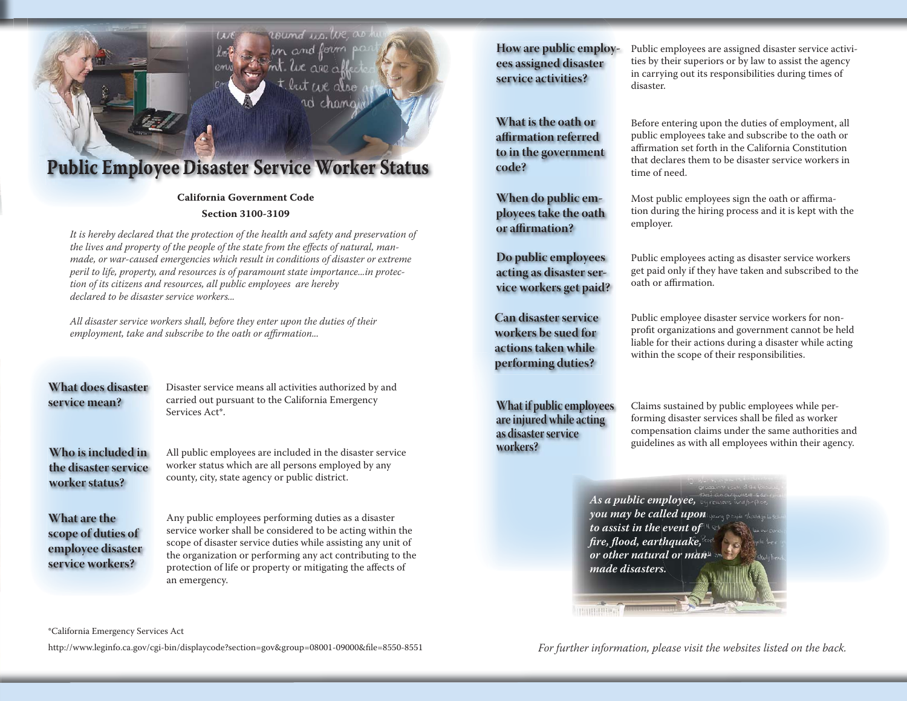# Public Employee Disaster Service Worker Status

**California Government Code**

**Section 3100-3109**

*It is hereby declared that the protection of the health and safety and preservation of the lives and property of the people of the state from the effects of natural, man-made, or war-caused emergencies which result in conditions of disaster or extreme peril to life, property, and resources is of paramount state importance...in protection of its citizens and resources, all public employees are hereby declared to be disaster service workers...*

*All disaster service workers shall, before they enter upon the duties of their employment, take and subscribe to the oath or affirmation...*

**What does disaster service mean?**

Disaster service means all activities authorized by and carried out pursuant to the California Emergency Services Act*.

**Who is included in the disaster service worker status?**

All public employees are included in the disaster service worker status which are all persons employed by any county, city, state agency or public district.

**What are the scope of duties of employee disaster service workers?**

Any public employees performing duties as a disaster service worker shall be considered to be acting within the scope of disaster service duties while assisting any unit of the organization or performing any act contributing to the protection of life or property or mitigating the affects of an emergency.

*California Emergency Services Act

http://www.leginfo.ca.gov/cgi-bin/displaycode?section=gov&group=08001-09000&file=8550-8551

**How are public employees assigned disaster service activities?**

Public employees are assigned disaster service activities by their superiors or by law to assist the agency in carrying out its responsibilities during times of disaster.

**What is the oath or affirmation referred to in the government code?**

Before entering upon the duties of employment, all public employees take and subscribe to the oath or affirmation set forth in the California Constitution that declares them to be disaster service workers in time of need.

**When do public employees take the oath or affirmation?**

Most public employees sign the oath or affirmation during the hiring process and it is kept with the employer.

**Do public employees acting as disaster service workers get paid?**

Public employees acting as disaster service workers get paid only if they have taken and subscribed to the oath or affirmation.

**Can disaster service workers be sued for actions taken while performing duties?**

Public employee disaster service workers for non-profit organizations and government cannot be held liable for their actions during a disaster while acting within the scope of their responsibilities.

**What if public employees are injured while acting as disaster service workers?**

Claims sustained by public employees while performing disaster services shall be filed as worker compensation claims under the same authorities and guidelines as with all employees within their agency.

***As a public employee, you may be called upon to assist in the event of fire, flood, earthquake, or other natural or man-made disasters.***

*For further information, please visit the websites listed on the back.*